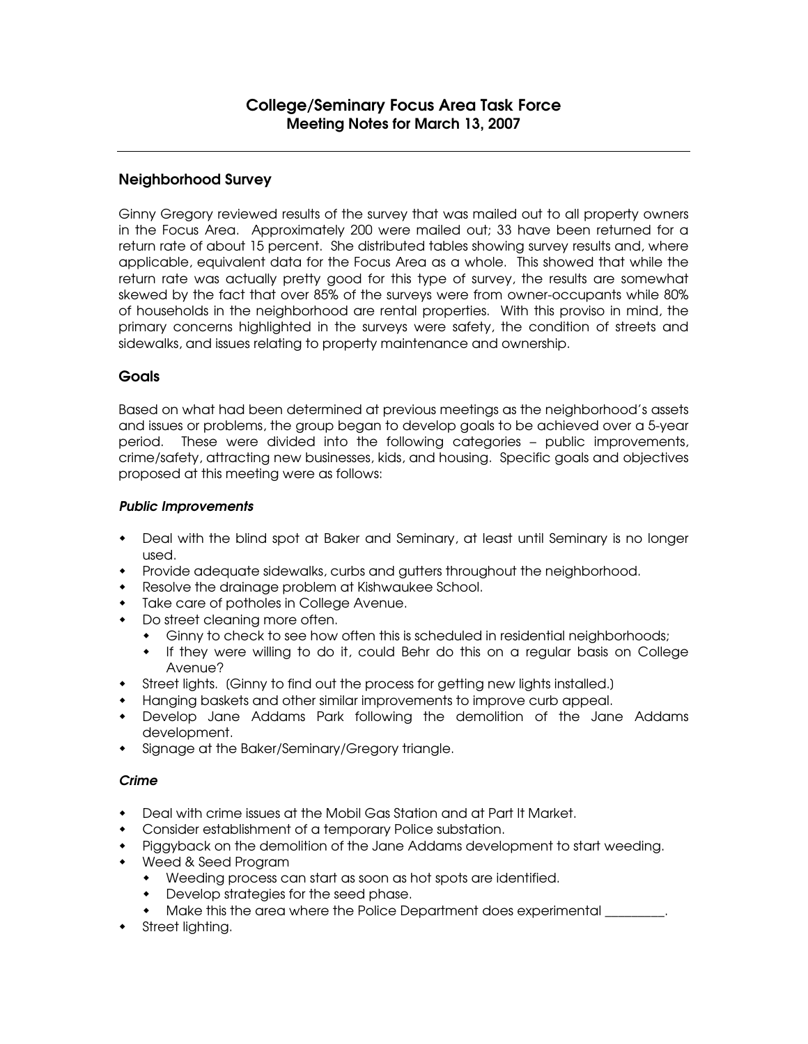# College/Seminary Focus Area Task Force

## Meeting Notes for March 13, 2007

---

## Neighborhood Survey

Ginny Gregory reviewed results of the survey that was mailed out to all property owners in the Focus Area. Approximately 200 were mailed out; 33 have been returned for a return rate of about 15 percent. She distributed tables showing survey results and, where applicable, equivalent data for the Focus Area as a whole. This showed that while the return rate was actually pretty good for this type of survey, the results are somewhat skewed by the fact that over 85% of the surveys were from owner-occupants while 80% of households in the neighborhood are rental properties. With this proviso in mind, the primary concerns highlighted in the surveys were safety, the condition of streets and sidewalks, and issues relating to property maintenance and ownership.

## Goals

Based on what had been determined at previous meetings as the neighborhood's assets and issues or problems, the group began to develop goals to be achieved over a 5-year period. These were divided into the following categories – public improvements, crime/safety, attracting new businesses, kids, and housing. Specific goals and objectives proposed at this meeting were as follows:

### *Public Improvements*

- Deal with the blind spot at Baker and Seminary, at least until Seminary is no longer used.
- Provide adequate sidewalks, curbs and gutters throughout the neighborhood.
- Resolve the drainage problem at Kishwaukee School.
- Take care of potholes in College Avenue.
- Do street cleaning more often.
  - Ginny to check to see how often this is scheduled in residential neighborhoods;
  - If they were willing to do it, could Behr do this on a regular basis on College Avenue?
- Street lights. (Ginny to find out the process for getting new lights installed.)
- Hanging baskets and other similar improvements to improve curb appeal.
- Develop Jane Addams Park following the demolition of the Jane Addams development.
- Signage at the Baker/Seminary/Gregory triangle.

### *Crime*

- Deal with crime issues at the Mobil Gas Station and at Part It Market.
- Consider establishment of a temporary Police substation.
- Piggyback on the demolition of the Jane Addams development to start weeding.
- Weed & Seed Program
  - Weeding process can start as soon as hot spots are identified.
  - Develop strategies for the seed phase.
  - Make this the area where the Police Department does experimental _________.
- Street lighting.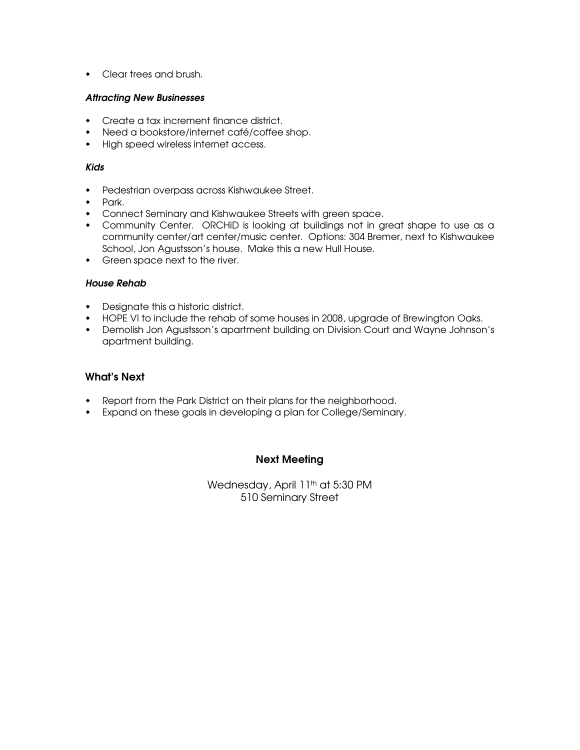- Clear trees and brush.

### *Attracting New Businesses*

- Create a tax increment finance district.
- Need a bookstore/internet café/coffee shop.
- High speed wireless internet access.

### *Kids*

- Pedestrian overpass across Kishwaukee Street.
- Park.
- Connect Seminary and Kishwaukee Streets with green space.
- Community Center. ORCHiD is looking at buildings not in great shape to use as a community center/art center/music center. Options: 304 Bremer, next to Kishwaukee School, Jon Agustsson's house. Make this a new Hull House.
- Green space next to the river.

### *House Rehab*

- Designate this a historic district.
- HOPE VI to include the rehab of some houses in 2008, upgrade of Brewington Oaks.
- Demolish Jon Agustsson's apartment building on Division Court and Wayne Johnson's apartment building.

## What's Next

- Report from the Park District on their plans for the neighborhood.
- Expand on these goals in developing a plan for College/Seminary.

## Next Meeting

Wednesday, April 11th at 5:30 PM
510 Seminary Street